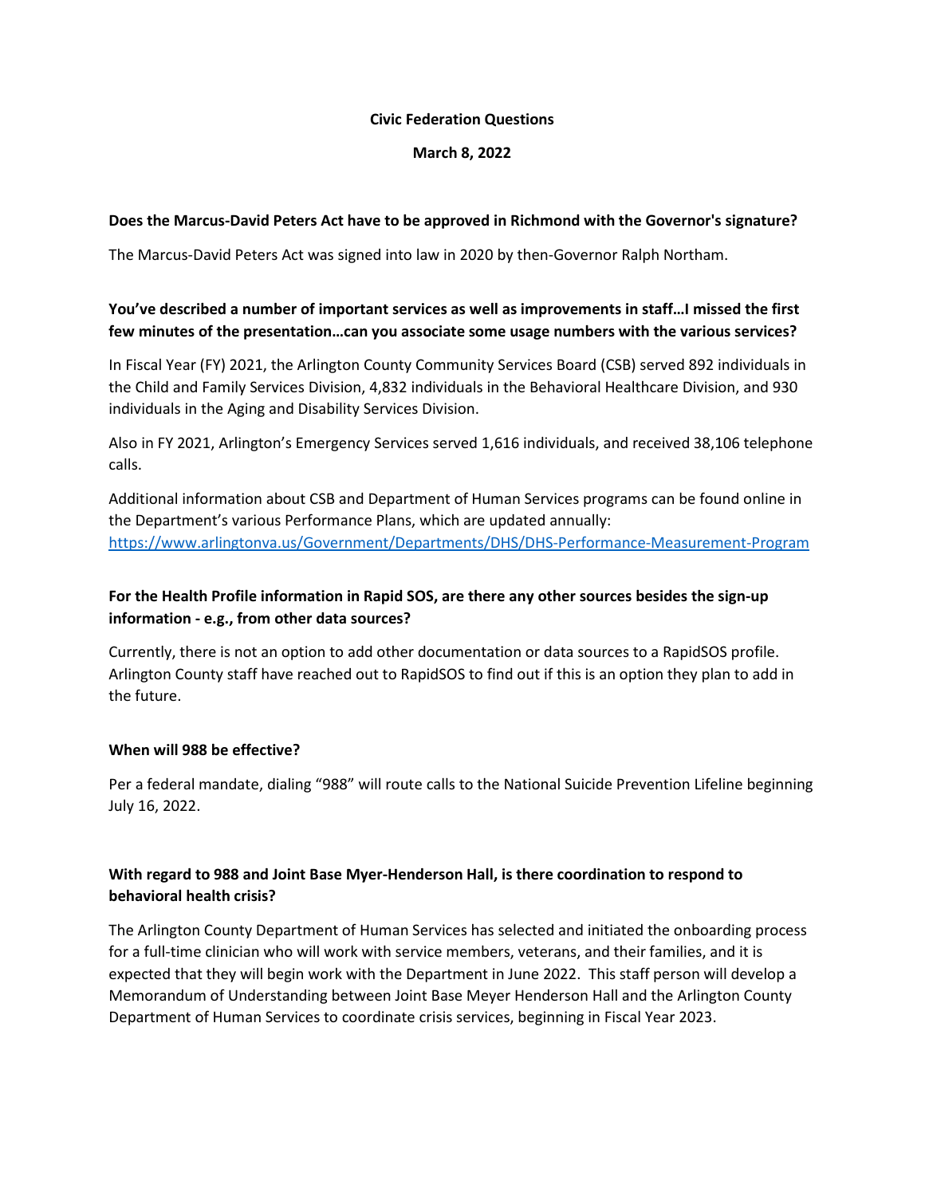**Civic Federation Questions**

**March 8, 2022**

**Does the Marcus-David Peters Act have to be approved in Richmond with the Governor's signature?**

The Marcus-David Peters Act was signed into law in 2020 by then-Governor Ralph Northam.

**You've described a number of important services as well as improvements in staff…I missed the first few minutes of the presentation…can you associate some usage numbers with the various services?**

In Fiscal Year (FY) 2021, the Arlington County Community Services Board (CSB) served 892 individuals in the Child and Family Services Division, 4,832 individuals in the Behavioral Healthcare Division, and 930 individuals in the Aging and Disability Services Division.

Also in FY 2021, Arlington's Emergency Services served 1,616 individuals, and received 38,106 telephone calls.

Additional information about CSB and Department of Human Services programs can be found online in the Department's various Performance Plans, which are updated annually: https://www.arlingtonva.us/Government/Departments/DHS/DHS-Performance-Measurement-Program

**For the Health Profile information in Rapid SOS, are there any other sources besides the sign-up information - e.g., from other data sources?**

Currently, there is not an option to add other documentation or data sources to a RapidSOS profile. Arlington County staff have reached out to RapidSOS to find out if this is an option they plan to add in the future.

**When will 988 be effective?**

Per a federal mandate, dialing "988" will route calls to the National Suicide Prevention Lifeline beginning July 16, 2022.

**With regard to 988 and Joint Base Myer-Henderson Hall, is there coordination to respond to behavioral health crisis?**

The Arlington County Department of Human Services has selected and initiated the onboarding process for a full-time clinician who will work with service members, veterans, and their families, and it is expected that they will begin work with the Department in June 2022. This staff person will develop a Memorandum of Understanding between Joint Base Meyer Henderson Hall and the Arlington County Department of Human Services to coordinate crisis services, beginning in Fiscal Year 2023.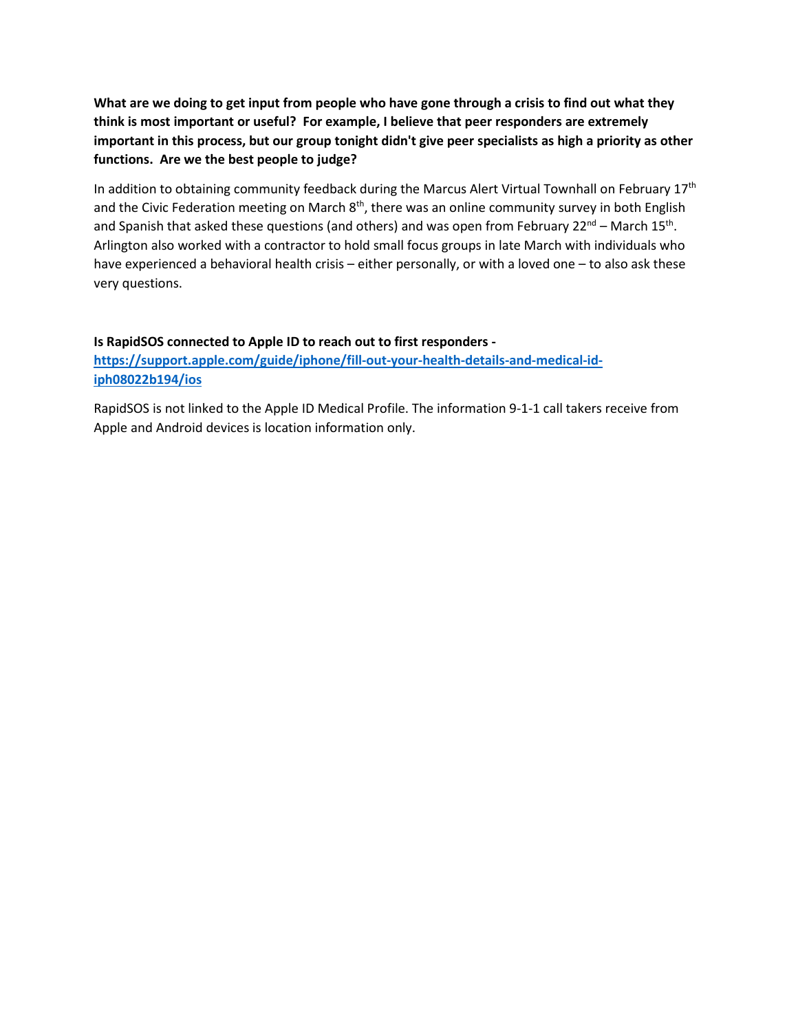**What are we doing to get input from people who have gone through a crisis to find out what they think is most important or useful? For example, I believe that peer responders are extremely important in this process, but our group tonight didn't give peer specialists as high a priority as other functions. Are we the best people to judge?**

In addition to obtaining community feedback during the Marcus Alert Virtual Townhall on February 17th and the Civic Federation meeting on March 8th, there was an online community survey in both English and Spanish that asked these questions (and others) and was open from February 22nd – March 15th. Arlington also worked with a contractor to hold small focus groups in late March with individuals who have experienced a behavioral health crisis – either personally, or with a loved one – to also ask these very questions.

**Is RapidSOS connected to Apple ID to reach out to first responders - [https://support.apple.com/guide/iphone/fill-out-your-health-details-and-medical-id-iph08022b194/ios](https://support.apple.com/guide/iphone/fill-out-your-health-details-and-medical-id-iph08022b194/ios)**

RapidSOS is not linked to the Apple ID Medical Profile. The information 9-1-1 call takers receive from Apple and Android devices is location information only.